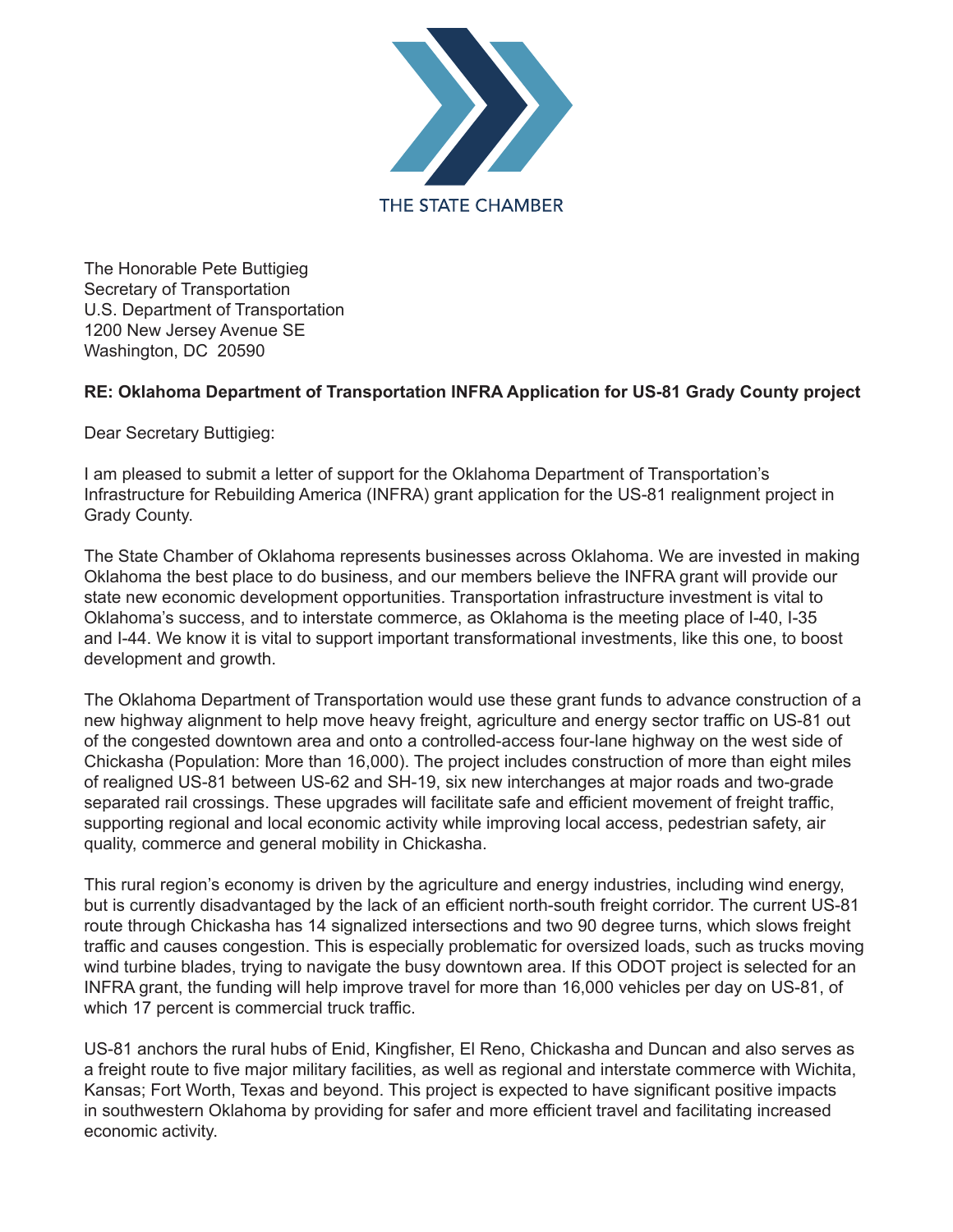THE STATE CHAMBER

The Honorable Pete Buttigieg
Secretary of Transportation
U.S. Department of Transportation
1200 New Jersey Avenue SE
Washington, DC 20590

**RE: Oklahoma Department of Transportation INFRA Application for US-81 Grady County project**

Dear Secretary Buttigieg:

I am pleased to submit a letter of support for the Oklahoma Department of Transportation's Infrastructure for Rebuilding America (INFRA) grant application for the US-81 realignment project in Grady County.

The State Chamber of Oklahoma represents businesses across Oklahoma. We are invested in making Oklahoma the best place to do business, and our members believe the INFRA grant will provide our state new economic development opportunities. Transportation infrastructure investment is vital to Oklahoma's success, and to interstate commerce, as Oklahoma is the meeting place of I-40, I-35 and I-44. We know it is vital to support important transformational investments, like this one, to boost development and growth.

The Oklahoma Department of Transportation would use these grant funds to advance construction of a new highway alignment to help move heavy freight, agriculture and energy sector traffic on US-81 out of the congested downtown area and onto a controlled-access four-lane highway on the west side of Chickasha (Population: More than 16,000). The project includes construction of more than eight miles of realigned US-81 between US-62 and SH-19, six new interchanges at major roads and two-grade separated rail crossings. These upgrades will facilitate safe and efficient movement of freight traffic, supporting regional and local economic activity while improving local access, pedestrian safety, air quality, commerce and general mobility in Chickasha.

This rural region's economy is driven by the agriculture and energy industries, including wind energy, but is currently disadvantaged by the lack of an efficient north-south freight corridor. The current US-81 route through Chickasha has 14 signalized intersections and two 90 degree turns, which slows freight traffic and causes congestion. This is especially problematic for oversized loads, such as trucks moving wind turbine blades, trying to navigate the busy downtown area. If this ODOT project is selected for an INFRA grant, the funding will help improve travel for more than 16,000 vehicles per day on US-81, of which 17 percent is commercial truck traffic.

US-81 anchors the rural hubs of Enid, Kingfisher, El Reno, Chickasha and Duncan and also serves as a freight route to five major military facilities, as well as regional and interstate commerce with Wichita, Kansas; Fort Worth, Texas and beyond. This project is expected to have significant positive impacts in southwestern Oklahoma by providing for safer and more efficient travel and facilitating increased economic activity.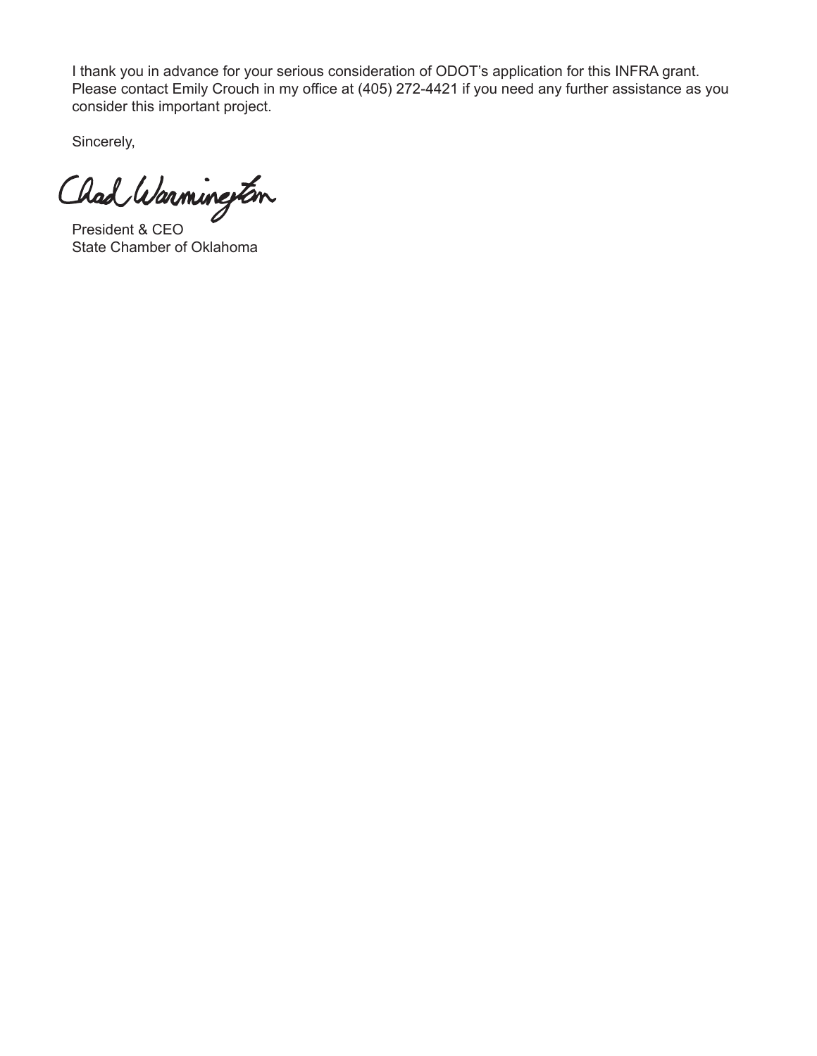I thank you in advance for your serious consideration of ODOT's application for this INFRA grant. Please contact Emily Crouch in my office at (405) 272-4421 if you need any further assistance as you consider this important project.

Sincerely,

Chad Warmington

President & CEO
State Chamber of Oklahoma